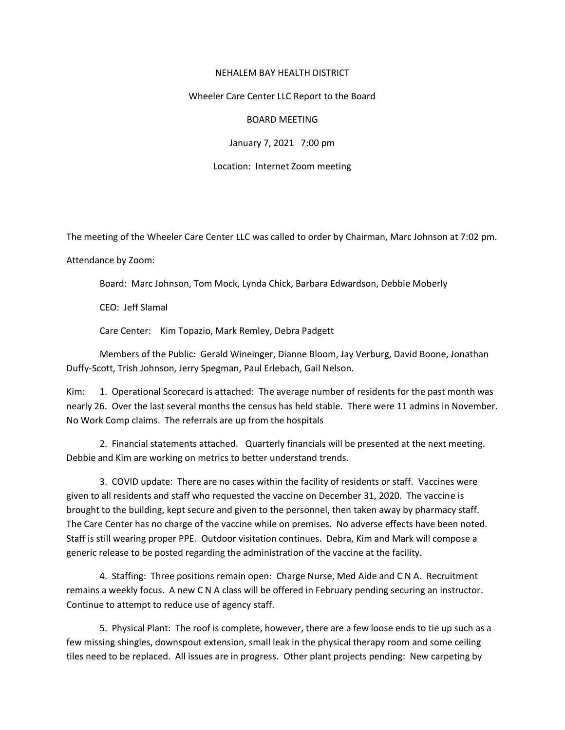NEHALEM BAY HEALTH DISTRICT

Wheeler Care Center LLC Report to the Board

BOARD MEETING

January 7, 2021 7:00 pm

Location: Internet Zoom meeting

The meeting of the Wheeler Care Center LLC was called to order by Chairman, Marc Johnson at 7:02 pm.

Attendance by Zoom:

Board: Marc Johnson, Tom Mock, Lynda Chick, Barbara Edwardson, Debbie Moberly

CEO: Jeff Slamal

Care Center: Kim Topazio, Mark Remley, Debra Padgett

Members of the Public: Gerald Wineinger, Dianne Bloom, Jay Verburg, David Boone, Jonathan Duffy-Scott, Trish Johnson, Jerry Spegman, Paul Erlebach, Gail Nelson.

Kim: 1. Operational Scorecard is attached: The average number of residents for the past month was nearly 26. Over the last several months the census has held stable. There were 11 admins in November. No Work Comp claims. The referrals are up from the hospitals

2. Financial statements attached. Quarterly financials will be presented at the next meeting. Debbie and Kim are working on metrics to better understand trends.

3. COVID update: There are no cases within the facility of residents or staff. Vaccines were given to all residents and staff who requested the vaccine on December 31, 2020. The vaccine is brought to the building, kept secure and given to the personnel, then taken away by pharmacy staff. The Care Center has no charge of the vaccine while on premises. No adverse effects have been noted. Staff is still wearing proper PPE. Outdoor visitation continues. Debra, Kim and Mark will compose a generic release to be posted regarding the administration of the vaccine at the facility.

4. Staffing: Three positions remain open: Charge Nurse, Med Aide and C N A. Recruitment remains a weekly focus. A new C N A class will be offered in February pending securing an instructor. Continue to attempt to reduce use of agency staff.

5. Physical Plant: The roof is complete, however, there are a few loose ends to tie up such as a few missing shingles, downspout extension, small leak in the physical therapy room and some ceiling tiles need to be replaced. All issues are in progress. Other plant projects pending: New carpeting by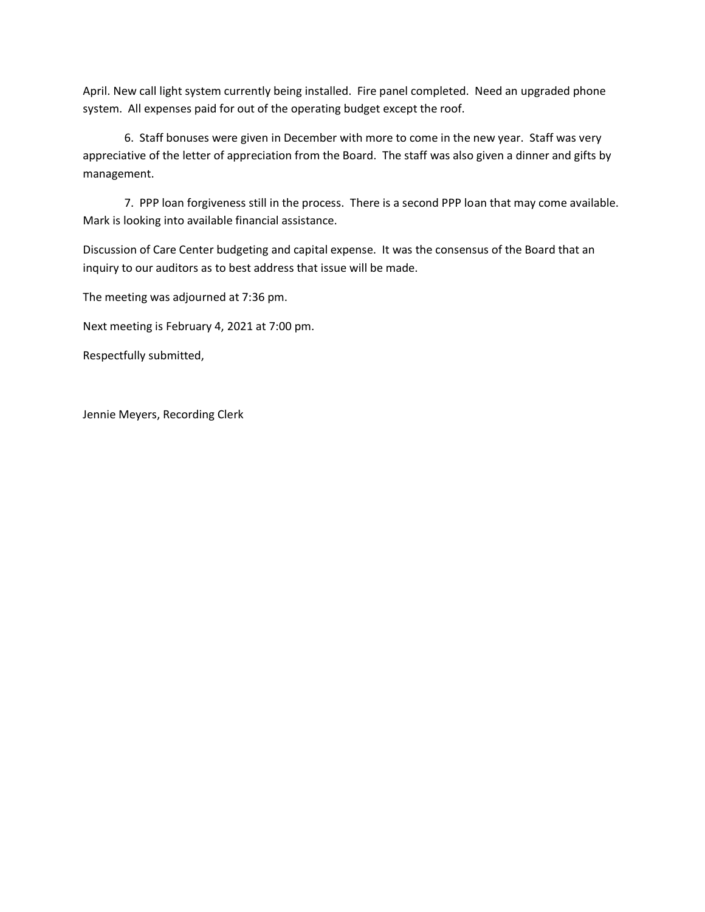April. New call light system currently being installed. Fire panel completed. Need an upgraded phone system. All expenses paid for out of the operating budget except the roof.

6. Staff bonuses were given in December with more to come in the new year. Staff was very appreciative of the letter of appreciation from the Board. The staff was also given a dinner and gifts by management.

7. PPP loan forgiveness still in the process. There is a second PPP loan that may come available. Mark is looking into available financial assistance.

Discussion of Care Center budgeting and capital expense. It was the consensus of the Board that an inquiry to our auditors as to best address that issue will be made.

The meeting was adjourned at 7:36 pm.

Next meeting is February 4, 2021 at 7:00 pm.

Respectfully submitted,

Jennie Meyers, Recording Clerk